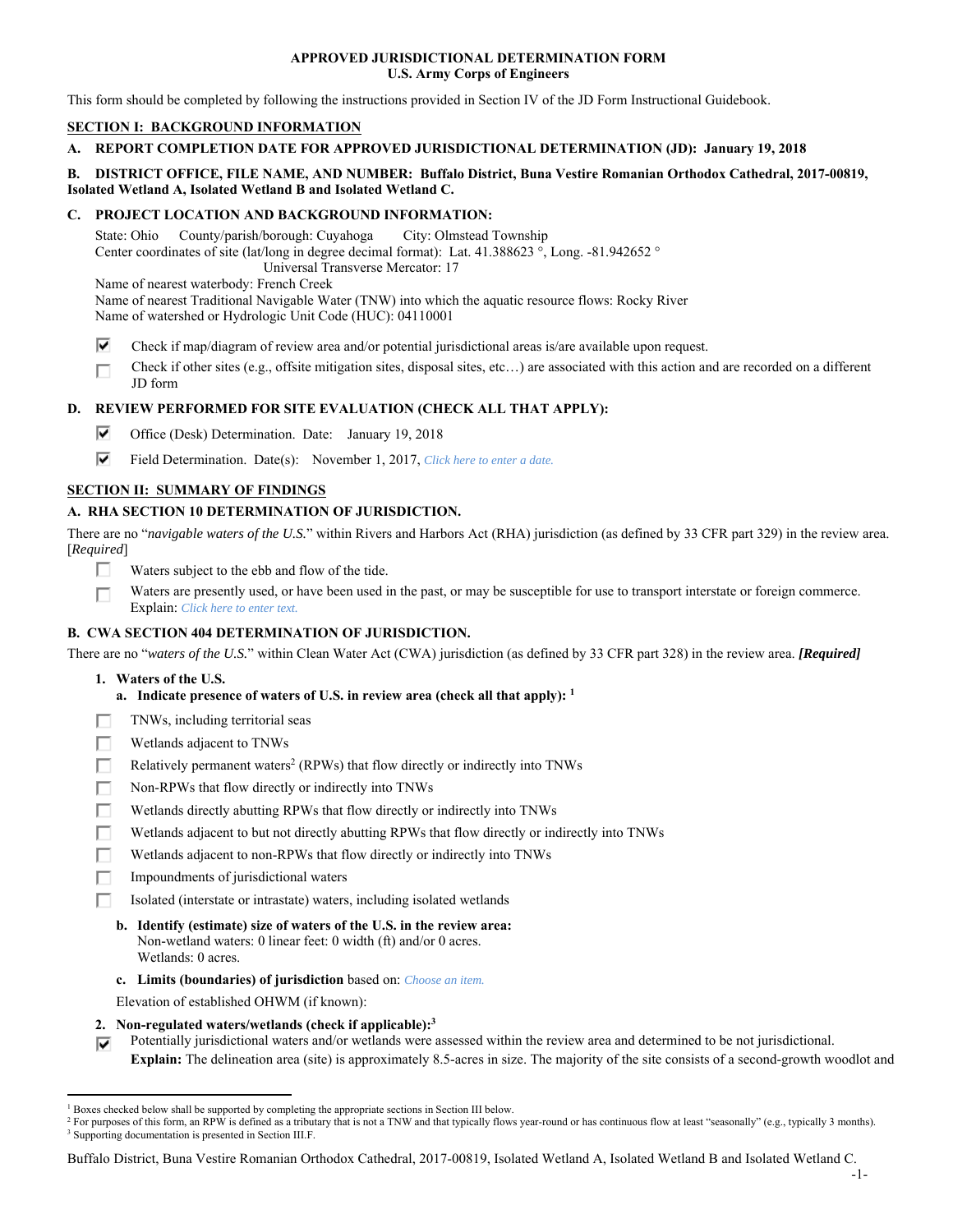**APPROVED JURISDICTIONAL DETERMINATION FORM**
**U.S. Army Corps of Engineers**

This form should be completed by following the instructions provided in Section IV of the JD Form Instructional Guidebook.

## SECTION I: BACKGROUND INFORMATION

**A. REPORT COMPLETION DATE FOR APPROVED JURISDICTIONAL DETERMINATION (JD): January 19, 2018**

**B. DISTRICT OFFICE, FILE NAME, AND NUMBER: Buffalo District, Buna Vestire Romanian Orthodox Cathedral, 2017-00819, Isolated Wetland A, Isolated Wetland B and Isolated Wetland C.**

**C. PROJECT LOCATION AND BACKGROUND INFORMATION:**

State: Ohio County/parish/borough: Cuyahoga City: Olmstead Township
Center coordinates of site (lat/long in degree decimal format): Lat. 41.388623 °, Long. -81.942652 °
Universal Transverse Mercator: 17
Name of nearest waterbody: French Creek
Name of nearest Traditional Navigable Water (TNW) into which the aquatic resource flows: Rocky River
Name of watershed or Hydrologic Unit Code (HUC): 04110001

- [x] Check if map/diagram of review area and/or potential jurisdictional areas is/are available upon request.
- [ ] Check if other sites (e.g., offsite mitigation sites, disposal sites, etc…) are associated with this action and are recorded on a different JD form

**D. REVIEW PERFORMED FOR SITE EVALUATION (CHECK ALL THAT APPLY):**

- [x] Office (Desk) Determination. Date: January 19, 2018
- [x] Field Determination. Date(s): November 1, 2017, *Click here to enter a date.*

## SECTION II: SUMMARY OF FINDINGS

**A. RHA SECTION 10 DETERMINATION OF JURISDICTION.**

There are no "*navigable waters of the U.S.*" within Rivers and Harbors Act (RHA) jurisdiction (as defined by 33 CFR part 329) in the review area. [*Required*]

- [ ] Waters subject to the ebb and flow of the tide.
- [ ] Waters are presently used, or have been used in the past, or may be susceptible for use to transport interstate or foreign commerce. Explain: *Click here to enter text.*

**B. CWA SECTION 404 DETERMINATION OF JURISDICTION.**

There are no "*waters of the U.S.*" within Clean Water Act (CWA) jurisdiction (as defined by 33 CFR part 328) in the review area. ***[Required]***

**1. Waters of the U.S.**

**a. Indicate presence of waters of U.S. in review area (check all that apply):** [1]

- [ ] TNWs, including territorial seas
- [ ] Wetlands adjacent to TNWs
- [ ] Relatively permanent waters[2] (RPWs) that flow directly or indirectly into TNWs
- [ ] Non-RPWs that flow directly or indirectly into TNWs
- [ ] Wetlands directly abutting RPWs that flow directly or indirectly into TNWs
- [ ] Wetlands adjacent to but not directly abutting RPWs that flow directly or indirectly into TNWs
- [ ] Wetlands adjacent to non-RPWs that flow directly or indirectly into TNWs
- [ ] Impoundments of jurisdictional waters
- [ ] Isolated (interstate or intrastate) waters, including isolated wetlands

**b. Identify (estimate) size of waters of the U.S. in the review area:**
Non-wetland waters: 0 linear feet: 0 width (ft) and/or 0 acres.
Wetlands: 0 acres.

**c. Limits (boundaries) of jurisdiction** based on: *Choose an item.*

Elevation of established OHWM (if known):

**2. Non-regulated waters/wetlands (check if applicable):**[3]

- [x] Potentially jurisdictional waters and/or wetlands were assessed within the review area and determined to be not jurisdictional. **Explain:** The delineation area (site) is approximately 8.5-acres in size. The majority of the site consists of a second-growth woodlot and

---

[1] Boxes checked below shall be supported by completing the appropriate sections in Section III below.
[2] For purposes of this form, an RPW is defined as a tributary that is not a TNW and that typically flows year-round or has continuous flow at least "seasonally" (e.g., typically 3 months).
[3] Supporting documentation is presented in Section III.F.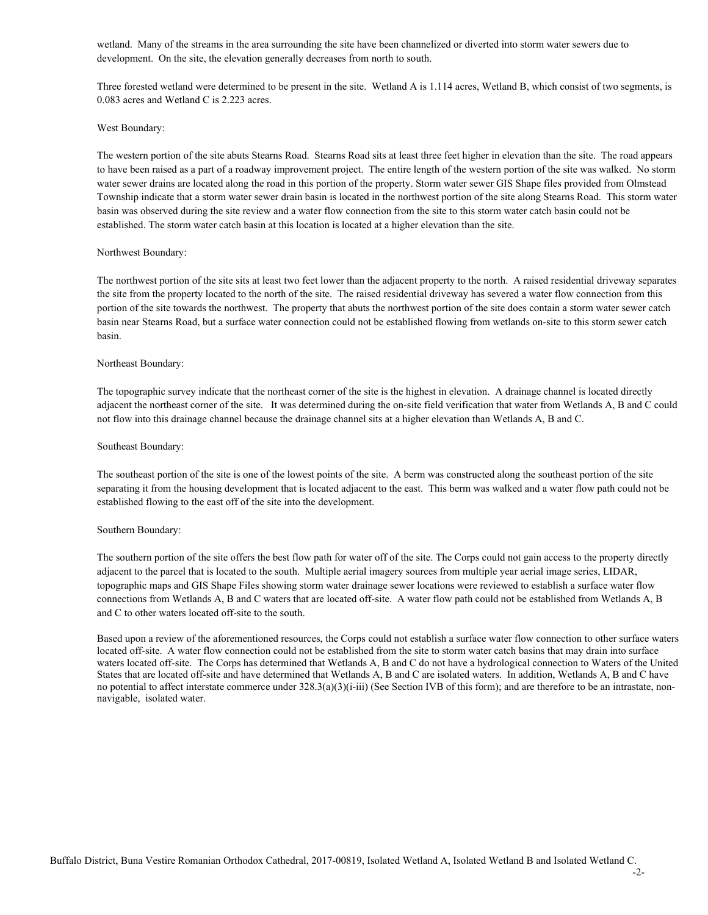wetland. Many of the streams in the area surrounding the site have been channelized or diverted into storm water sewers due to development. On the site, the elevation generally decreases from north to south.

Three forested wetland were determined to be present in the site. Wetland A is 1.114 acres, Wetland B, which consist of two segments, is 0.083 acres and Wetland C is 2.223 acres.

West Boundary:

The western portion of the site abuts Stearns Road. Stearns Road sits at least three feet higher in elevation than the site. The road appears to have been raised as a part of a roadway improvement project. The entire length of the western portion of the site was walked. No storm water sewer drains are located along the road in this portion of the property. Storm water sewer GIS Shape files provided from Olmstead Township indicate that a storm water sewer drain basin is located in the northwest portion of the site along Stearns Road. This storm water basin was observed during the site review and a water flow connection from the site to this storm water catch basin could not be established. The storm water catch basin at this location is located at a higher elevation than the site.

Northwest Boundary:

The northwest portion of the site sits at least two feet lower than the adjacent property to the north. A raised residential driveway separates the site from the property located to the north of the site. The raised residential driveway has severed a water flow connection from this portion of the site towards the northwest. The property that abuts the northwest portion of the site does contain a storm water sewer catch basin near Stearns Road, but a surface water connection could not be established flowing from wetlands on-site to this storm sewer catch basin.

Northeast Boundary:

The topographic survey indicate that the northeast corner of the site is the highest in elevation. A drainage channel is located directly adjacent the northeast corner of the site. It was determined during the on-site field verification that water from Wetlands A, B and C could not flow into this drainage channel because the drainage channel sits at a higher elevation than Wetlands A, B and C.

Southeast Boundary:

The southeast portion of the site is one of the lowest points of the site. A berm was constructed along the southeast portion of the site separating it from the housing development that is located adjacent to the east. This berm was walked and a water flow path could not be established flowing to the east off of the site into the development.

Southern Boundary:

The southern portion of the site offers the best flow path for water off of the site. The Corps could not gain access to the property directly adjacent to the parcel that is located to the south. Multiple aerial imagery sources from multiple year aerial image series, LIDAR, topographic maps and GIS Shape Files showing storm water drainage sewer locations were reviewed to establish a surface water flow connections from Wetlands A, B and C waters that are located off-site. A water flow path could not be established from Wetlands A, B and C to other waters located off-site to the south.

Based upon a review of the aforementioned resources, the Corps could not establish a surface water flow connection to other surface waters located off-site. A water flow connection could not be established from the site to storm water catch basins that may drain into surface waters located off-site. The Corps has determined that Wetlands A, B and C do not have a hydrological connection to Waters of the United States that are located off-site and have determined that Wetlands A, B and C are isolated waters. In addition, Wetlands A, B and C have no potential to affect interstate commerce under 328.3(a)(3)(i-iii) (See Section IVB of this form); and are therefore to be an intrastate, non-navigable, isolated water.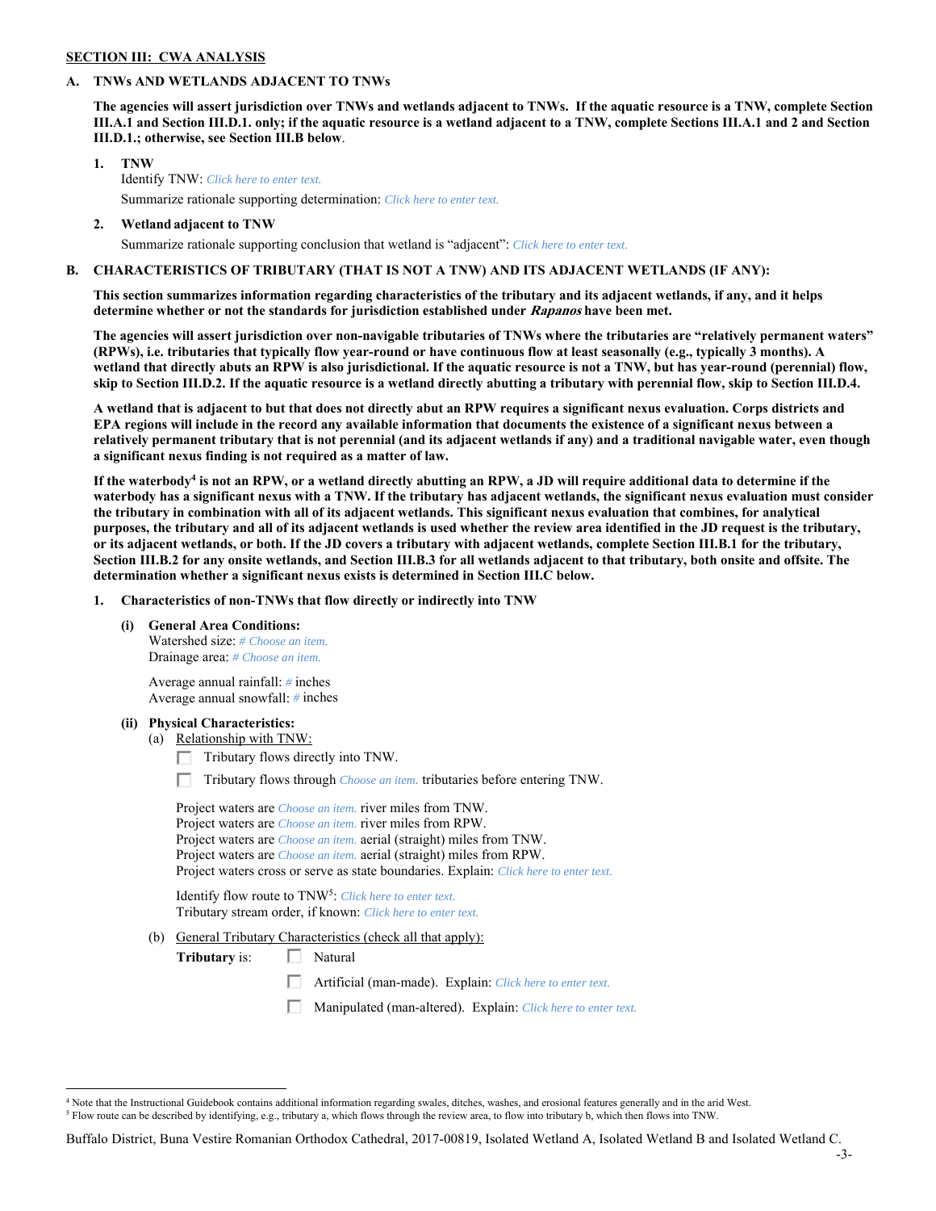**SECTION III: CWA ANALYSIS**

**A. TNWs AND WETLANDS ADJACENT TO TNWs**

**The agencies will assert jurisdiction over TNWs and wetlands adjacent to TNWs. If the aquatic resource is a TNW, complete Section III.A.1 and Section III.D.1. only; if the aquatic resource is a wetland adjacent to a TNW, complete Sections III.A.1 and 2 and Section III.D.1.; otherwise, see Section III.B below**.

**1. TNW**

Identify TNW: *Click here to enter text.*

Summarize rationale supporting determination: *Click here to enter text.*

**2. Wetland adjacent to TNW**

Summarize rationale supporting conclusion that wetland is "adjacent": *Click here to enter text.*

**B. CHARACTERISTICS OF TRIBUTARY (THAT IS NOT A TNW) AND ITS ADJACENT WETLANDS (IF ANY):**

**This section summarizes information regarding characteristics of the tributary and its adjacent wetlands, if any, and it helps determine whether or not the standards for jurisdiction established under *Rapanos* have been met.**

**The agencies will assert jurisdiction over non-navigable tributaries of TNWs where the tributaries are "relatively permanent waters" (RPWs), i.e. tributaries that typically flow year-round or have continuous flow at least seasonally (e.g., typically 3 months). A wetland that directly abuts an RPW is also jurisdictional. If the aquatic resource is not a TNW, but has year-round (perennial) flow, skip to Section III.D.2. If the aquatic resource is a wetland directly abutting a tributary with perennial flow, skip to Section III.D.4.**

**A wetland that is adjacent to but that does not directly abut an RPW requires a significant nexus evaluation. Corps districts and EPA regions will include in the record any available information that documents the existence of a significant nexus between a relatively permanent tributary that is not perennial (and its adjacent wetlands if any) and a traditional navigable water, even though a significant nexus finding is not required as a matter of law.**

**If the waterbody[4] is not an RPW, or a wetland directly abutting an RPW, a JD will require additional data to determine if the waterbody has a significant nexus with a TNW. If the tributary has adjacent wetlands, the significant nexus evaluation must consider the tributary in combination with all of its adjacent wetlands. This significant nexus evaluation that combines, for analytical purposes, the tributary and all of its adjacent wetlands is used whether the review area identified in the JD request is the tributary, or its adjacent wetlands, or both. If the JD covers a tributary with adjacent wetlands, complete Section III.B.1 for the tributary, Section III.B.2 for any onsite wetlands, and Section III.B.3 for all wetlands adjacent to that tributary, both onsite and offsite. The determination whether a significant nexus exists is determined in Section III.C below.**

**1. Characteristics of non-TNWs that flow directly or indirectly into TNW**

**(i) General Area Conditions:**

Watershed size: *# Choose an item.*
Drainage area: *# Choose an item.*

Average annual rainfall: *#* inches
Average annual snowfall: *#* inches

**(ii) Physical Characteristics:**

(a) Relationship with TNW:

☐ Tributary flows directly into TNW.

☐ Tributary flows through *Choose an item.* tributaries before entering TNW.

Project waters are *Choose an item.* river miles from TNW.
Project waters are *Choose an item.* river miles from RPW.
Project waters are *Choose an item.* aerial (straight) miles from TNW.
Project waters are *Choose an item.* aerial (straight) miles from RPW.
Project waters cross or serve as state boundaries. Explain: *Click here to enter text.*

Identify flow route to TNW[5]: *Click here to enter text.*
Tributary stream order, if known: *Click here to enter text.*

(b) General Tributary Characteristics (check all that apply):

**Tributary** is: ☐ Natural

☐ Artificial (man-made). Explain: *Click here to enter text.*

☐ Manipulated (man-altered). Explain: *Click here to enter text.*

---

[4] Note that the Instructional Guidebook contains additional information regarding swales, ditches, washes, and erosional features generally and in the arid West.
[5] Flow route can be described by identifying, e.g., tributary a, which flows through the review area, to flow into tributary b, which then flows into TNW.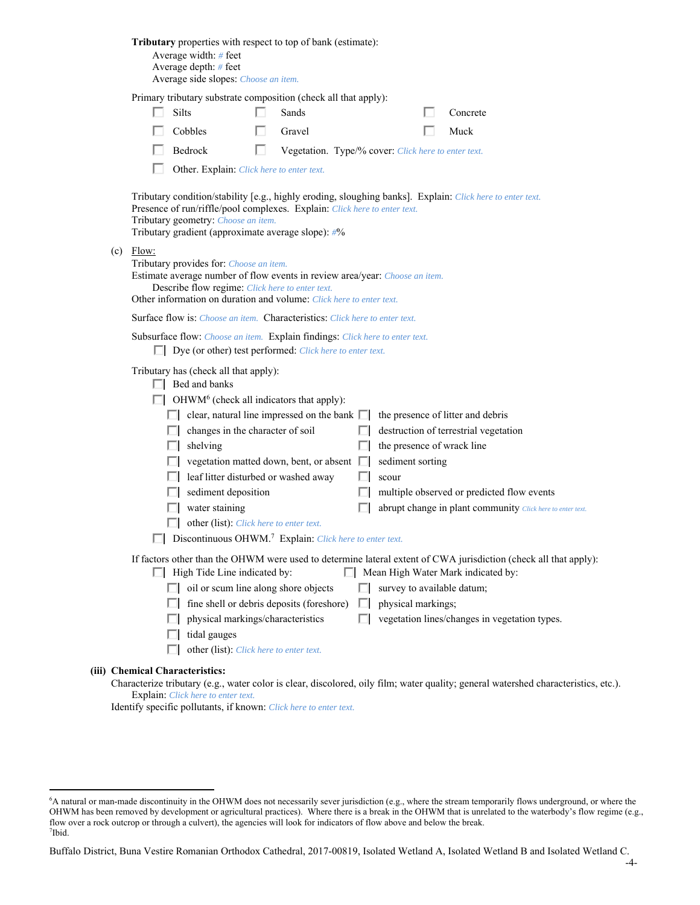**Tributary** properties with respect to top of bank (estimate):

Average width: # feet
Average depth: # feet
Average side slopes: Choose an item.

Primary tributary substrate composition (check all that apply):

- ☐ Silts ☐ Sands ☐ Concrete
- ☐ Cobbles ☐ Gravel ☐ Muck
- ☐ Bedrock ☐ Vegetation. Type/% cover: Click here to enter text.
- ☐ Other. Explain: Click here to enter text.

Tributary condition/stability [e.g., highly eroding, sloughing banks]. Explain: Click here to enter text.
Presence of run/riffle/pool complexes. Explain: Click here to enter text.
Tributary geometry: Choose an item.
Tributary gradient (approximate average slope): #%

(c) Flow:

Tributary provides for: Choose an item.
Estimate average number of flow events in review area/year: Choose an item.
Describe flow regime: Click here to enter text.
Other information on duration and volume: Click here to enter text.

Surface flow is: Choose an item. Characteristics: Click here to enter text.

Subsurface flow: Choose an item. Explain findings: Click here to enter text.
☐ Dye (or other) test performed: Click here to enter text.

Tributary has (check all that apply):

- ☐ Bed and banks
- ☐ OHWM[6] (check all indicators that apply):
  - ☐ clear, natural line impressed on the bank
  - ☐ changes in the character of soil
  - ☐ shelving
  - ☐ vegetation matted down, bent, or absent
  - ☐ leaf litter disturbed or washed away
  - ☐ sediment deposition
  - ☐ water staining
  - ☐ other (list): Click here to enter text.
  - ☐ the presence of litter and debris
  - ☐ destruction of terrestrial vegetation
  - ☐ the presence of wrack line
  - ☐ sediment sorting
  - ☐ scour
  - ☐ multiple observed or predicted flow events
  - ☐ abrupt change in plant community Click here to enter text.
- ☐ Discontinuous OHWM.[7] Explain: Click here to enter text.

If factors other than the OHWM were used to determine lateral extent of CWA jurisdiction (check all that apply):

- ☐ High Tide Line indicated by:
  - ☐ oil or scum line along shore objects
  - ☐ fine shell or debris deposits (foreshore)
  - ☐ physical markings/characteristics
  - ☐ tidal gauges
  - ☐ other (list): Click here to enter text.
- ☐ Mean High Water Mark indicated by:
  - ☐ survey to available datum;
  - ☐ physical markings;
  - ☐ vegetation lines/changes in vegetation types.

**(iii) Chemical Characteristics:**

Characterize tributary (e.g., water color is clear, discolored, oily film; water quality; general watershed characteristics, etc.).
Explain: Click here to enter text.
Identify specific pollutants, if known: Click here to enter text.

---

[6]A natural or man-made discontinuity in the OHWM does not necessarily sever jurisdiction (e.g., where the stream temporarily flows underground, or where the OHWM has been removed by development or agricultural practices). Where there is a break in the OHWM that is unrelated to the waterbody's flow regime (e.g., flow over a rock outcrop or through a culvert), the agencies will look for indicators of flow above and below the break.
[7]Ibid.

Buffalo District, Buna Vestire Romanian Orthodox Cathedral, 2017-00819, Isolated Wetland A, Isolated Wetland B and Isolated Wetland C.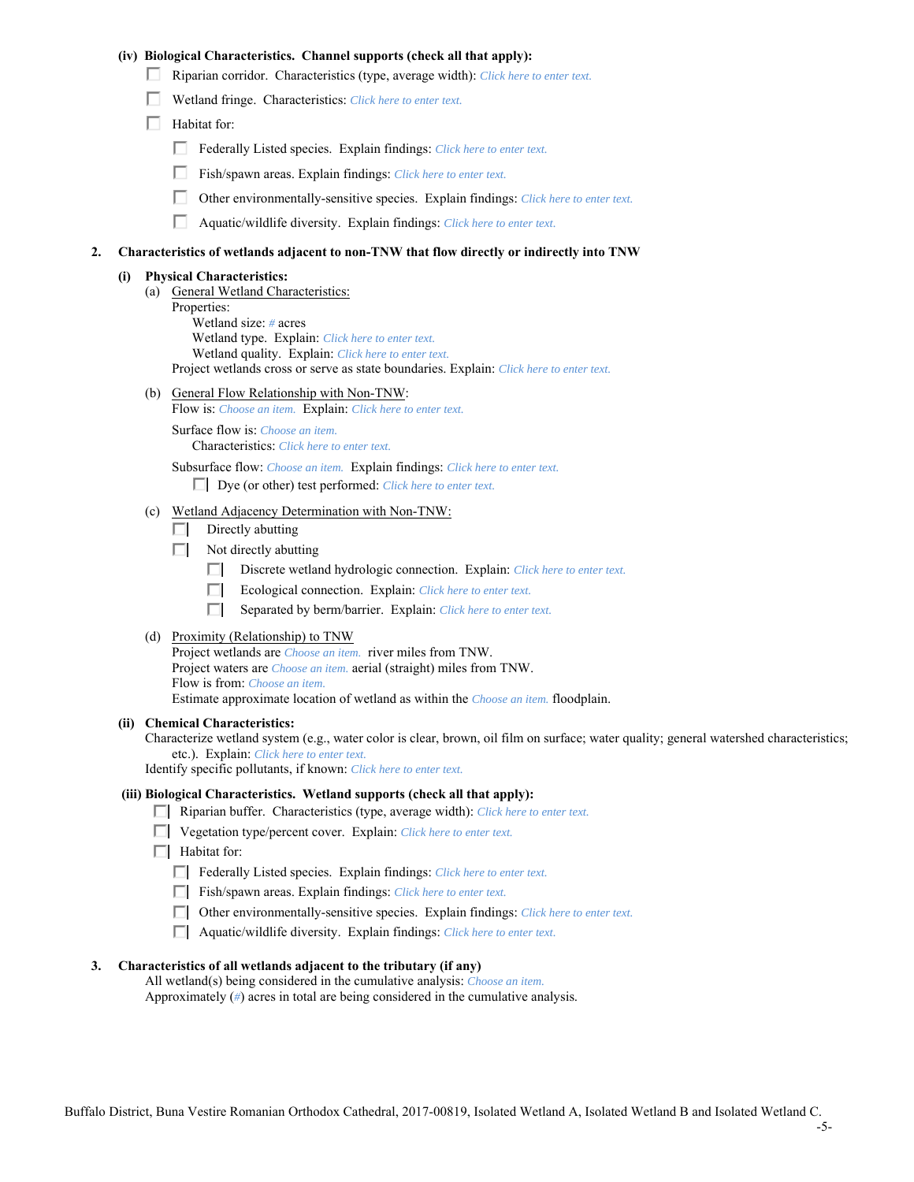**(iv) Biological Characteristics. Channel supports (check all that apply):**

- ☐ Riparian corridor. Characteristics (type, average width): Click here to enter text.
- ☐ Wetland fringe. Characteristics: Click here to enter text.
- ☐ Habitat for:
  - ☐ Federally Listed species. Explain findings: Click here to enter text.
  - ☐ Fish/spawn areas. Explain findings: Click here to enter text.
  - ☐ Other environmentally-sensitive species. Explain findings: Click here to enter text.
  - ☐ Aquatic/wildlife diversity. Explain findings: Click here to enter text.

**2. Characteristics of wetlands adjacent to non-TNW that flow directly or indirectly into TNW**

**(i) Physical Characteristics:**

(a) General Wetland Characteristics:

Properties:

Wetland size: # acres

Wetland type. Explain: Click here to enter text.

Wetland quality. Explain: Click here to enter text.

Project wetlands cross or serve as state boundaries. Explain: Click here to enter text.

(b) General Flow Relationship with Non-TNW:

Flow is: Choose an item. Explain: Click here to enter text.

Surface flow is: Choose an item.

Characteristics: Click here to enter text.

Subsurface flow: Choose an item. Explain findings: Click here to enter text.

☐ Dye (or other) test performed: Click here to enter text.

(c) Wetland Adjacency Determination with Non-TNW:

- ☐ Directly abutting
- ☐ Not directly abutting
  - ☐ Discrete wetland hydrologic connection. Explain: Click here to enter text.
  - ☐ Ecological connection. Explain: Click here to enter text.
  - ☐ Separated by berm/barrier. Explain: Click here to enter text.

(d) Proximity (Relationship) to TNW

Project wetlands are Choose an item. river miles from TNW.

Project waters are Choose an item. aerial (straight) miles from TNW.

Flow is from: Choose an item.

Estimate approximate location of wetland as within the Choose an item. floodplain.

**(ii) Chemical Characteristics:**

Characterize wetland system (e.g., water color is clear, brown, oil film on surface; water quality; general watershed characteristics; etc.). Explain: Click here to enter text.

Identify specific pollutants, if known: Click here to enter text.

**(iii) Biological Characteristics. Wetland supports (check all that apply):**

- ☐ Riparian buffer. Characteristics (type, average width): Click here to enter text.
- ☐ Vegetation type/percent cover. Explain: Click here to enter text.
- ☐ Habitat for:
  - ☐ Federally Listed species. Explain findings: Click here to enter text.
  - ☐ Fish/spawn areas. Explain findings: Click here to enter text.
  - ☐ Other environmentally-sensitive species. Explain findings: Click here to enter text.
  - ☐ Aquatic/wildlife diversity. Explain findings: Click here to enter text.

**3. Characteristics of all wetlands adjacent to the tributary (if any)**

All wetland(s) being considered in the cumulative analysis: Choose an item.

Approximately (#) acres in total are being considered in the cumulative analysis.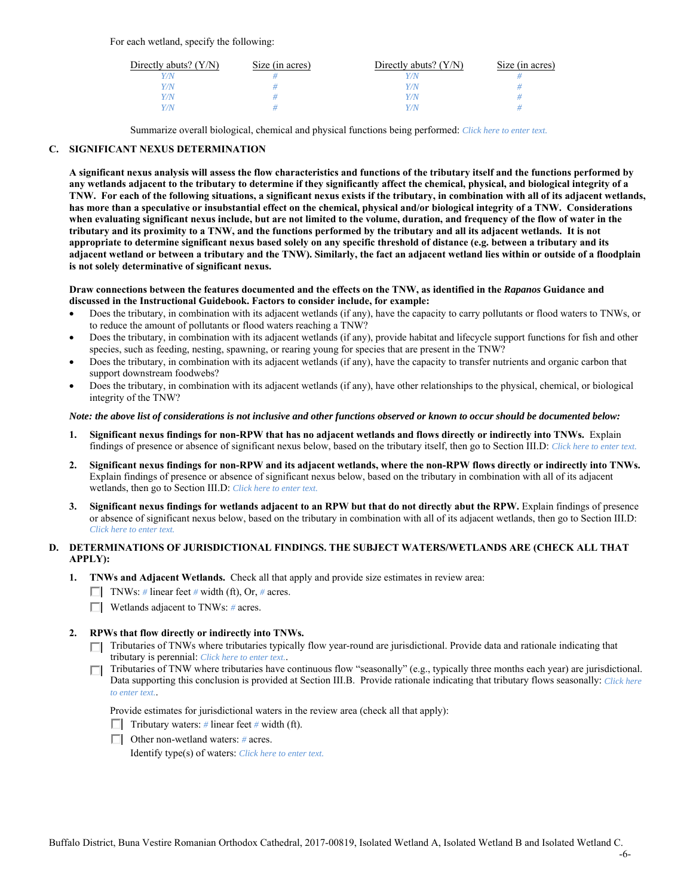For each wetland, specify the following:

| Directly abuts? (Y/N) | Size (in acres) | Directly abuts? (Y/N) | Size (in acres) |
|---|---|---|---|
| Y/N | # | Y/N | # |
| Y/N | # | Y/N | # |
| Y/N | # | Y/N | # |
| Y/N | # | Y/N | # |

Summarize overall biological, chemical and physical functions being performed: Click here to enter text.

**C. SIGNIFICANT NEXUS DETERMINATION**

**A significant nexus analysis will assess the flow characteristics and functions of the tributary itself and the functions performed by any wetlands adjacent to the tributary to determine if they significantly affect the chemical, physical, and biological integrity of a TNW. For each of the following situations, a significant nexus exists if the tributary, in combination with all of its adjacent wetlands, has more than a speculative or insubstantial effect on the chemical, physical and/or biological integrity of a TNW. Considerations when evaluating significant nexus include, but are not limited to the volume, duration, and frequency of the flow of water in the tributary and its proximity to a TNW, and the functions performed by the tributary and all its adjacent wetlands. It is not appropriate to determine significant nexus based solely on any specific threshold of distance (e.g. between a tributary and its adjacent wetland or between a tributary and the TNW). Similarly, the fact an adjacent wetland lies within or outside of a floodplain is not solely determinative of significant nexus.**

**Draw connections between the features documented and the effects on the TNW, as identified in the *Rapanos* Guidance and discussed in the Instructional Guidebook. Factors to consider include, for example:**

- Does the tributary, in combination with its adjacent wetlands (if any), have the capacity to carry pollutants or flood waters to TNWs, or to reduce the amount of pollutants or flood waters reaching a TNW?
- Does the tributary, in combination with its adjacent wetlands (if any), provide habitat and lifecycle support functions for fish and other species, such as feeding, nesting, spawning, or rearing young for species that are present in the TNW?
- Does the tributary, in combination with its adjacent wetlands (if any), have the capacity to transfer nutrients and organic carbon that support downstream foodwebs?
- Does the tributary, in combination with its adjacent wetlands (if any), have other relationships to the physical, chemical, or biological integrity of the TNW?

***Note: the above list of considerations is not inclusive and other functions observed or known to occur should be documented below:***

1. **Significant nexus findings for non-RPW that has no adjacent wetlands and flows directly or indirectly into TNWs.** Explain findings of presence or absence of significant nexus below, based on the tributary itself, then go to Section III.D: Click here to enter text.

2. **Significant nexus findings for non-RPW and its adjacent wetlands, where the non-RPW flows directly or indirectly into TNWs.** Explain findings of presence or absence of significant nexus below, based on the tributary in combination with all of its adjacent wetlands, then go to Section III.D: Click here to enter text.

3. **Significant nexus findings for wetlands adjacent to an RPW but that do not directly abut the RPW.** Explain findings of presence or absence of significant nexus below, based on the tributary in combination with all of its adjacent wetlands, then go to Section III.D: Click here to enter text.

**D. DETERMINATIONS OF JURISDICTIONAL FINDINGS. THE SUBJECT WATERS/WETLANDS ARE (CHECK ALL THAT APPLY):**

1. **TNWs and Adjacent Wetlands.** Check all that apply and provide size estimates in review area:
   - ☐ TNWs: # linear feet # width (ft), Or, # acres.
   - ☐ Wetlands adjacent to TNWs: # acres.

2. **RPWs that flow directly or indirectly into TNWs.**
   - ☐ Tributaries of TNWs where tributaries typically flow year-round are jurisdictional. Provide data and rationale indicating that tributary is perennial: Click here to enter text..
   - ☐ Tributaries of TNW where tributaries have continuous flow "seasonally" (e.g., typically three months each year) are jurisdictional. Data supporting this conclusion is provided at Section III.B. Provide rationale indicating that tributary flows seasonally: Click here to enter text..

   Provide estimates for jurisdictional waters in the review area (check all that apply):
   - ☐ Tributary waters: # linear feet # width (ft).
   - ☐ Other non-wetland waters: # acres.

     Identify type(s) of waters: Click here to enter text.

Buffalo District, Buna Vestire Romanian Orthodox Cathedral, 2017-00819, Isolated Wetland A, Isolated Wetland B and Isolated Wetland C.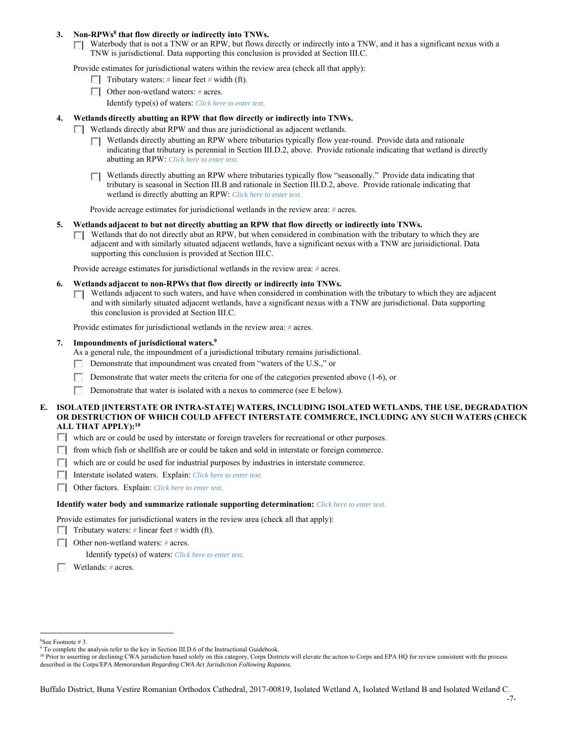**3. Non-RPWs[8] that flow directly or indirectly into TNWs.**

☐ Waterbody that is not a TNW or an RPW, but flows directly or indirectly into a TNW, and it has a significant nexus with a TNW is jurisdictional. Data supporting this conclusion is provided at Section III.C.

Provide estimates for jurisdictional waters within the review area (check all that apply):

- ☐ Tributary waters: # linear feet # width (ft).
- ☐ Other non-wetland waters: # acres.

  Identify type(s) of waters: *Click here to enter text.*

**4. Wetlands directly abutting an RPW that flow directly or indirectly into TNWs.**

☐ Wetlands directly abut RPW and thus are jurisdictional as adjacent wetlands.

- ☐ Wetlands directly abutting an RPW where tributaries typically flow year-round. Provide data and rationale indicating that tributary is perennial in Section III.D.2, above. Provide rationale indicating that wetland is directly abutting an RPW: *Click here to enter text.*
- ☐ Wetlands directly abutting an RPW where tributaries typically flow "seasonally." Provide data indicating that tributary is seasonal in Section III.B and rationale in Section III.D.2, above. Provide rationale indicating that wetland is directly abutting an RPW: *Click here to enter text.*

Provide acreage estimates for jurisdictional wetlands in the review area: # acres.

**5. Wetlands adjacent to but not directly abutting an RPW that flow directly or indirectly into TNWs.**

☐ Wetlands that do not directly abut an RPW, but when considered in combination with the tributary to which they are adjacent and with similarly situated adjacent wetlands, have a significant nexus with a TNW are jurisidictional. Data supporting this conclusion is provided at Section III.C.

Provide acreage estimates for jurisdictional wetlands in the review area: # acres.

**6. Wetlands adjacent to non-RPWs that flow directly or indirectly into TNWs.**

☐ Wetlands adjacent to such waters, and have when considered in combination with the tributary to which they are adjacent and with similarly situated adjacent wetlands, have a significant nexus with a TNW are jurisdictional. Data supporting this conclusion is provided at Section III.C.

Provide estimates for jurisdictional wetlands in the review area: # acres.

**7. Impoundments of jurisdictional waters.[9]**

As a general rule, the impoundment of a jurisdictional tributary remains jurisdictional.

- ☐ Demonstrate that impoundment was created from "waters of the U.S.," or
- ☐ Demonstrate that water meets the criteria for one of the categories presented above (1-6), or
- ☐ Demonstrate that water is isolated with a nexus to commerce (see E below).

**E. ISOLATED [INTERSTATE OR INTRA-STATE] WATERS, INCLUDING ISOLATED WETLANDS, THE USE, DEGRADATION OR DESTRUCTION OF WHICH COULD AFFECT INTERSTATE COMMERCE, INCLUDING ANY SUCH WATERS (CHECK ALL THAT APPLY):[10]**

- ☐ which are or could be used by interstate or foreign travelers for recreational or other purposes.
- ☐ from which fish or shellfish are or could be taken and sold in interstate or foreign commerce.
- ☐ which are or could be used for industrial purposes by industries in interstate commerce.
- ☐ Interstate isolated waters. Explain: *Click here to enter text.*
- ☐ Other factors. Explain: *Click here to enter text.*

**Identify water body and summarize rationale supporting determination:** *Click here to enter text.*

Provide estimates for jurisdictional waters in the review area (check all that apply):

- ☐ Tributary waters: # linear feet # width (ft).
- ☐ Other non-wetland waters: # acres.

  Identify type(s) of waters: *Click here to enter text.*
- ☐ Wetlands: # acres.

---

[8] See Footnote # 3.

[9] To complete the analysis refer to the key in Section III.D.6 of the Instructional Guidebook.

[10] Prior to asserting or declining CWA jurisdiction based solely on this category, Corps Districts will elevate the action to Corps and EPA HQ for review consistent with the process described in the Corps/EPA *Memorandum Regarding CWA Act Jurisdiction Following Rapanos.*

Buffalo District, Buna Vestire Romanian Orthodox Cathedral, 2017-00819, Isolated Wetland A, Isolated Wetland B and Isolated Wetland C.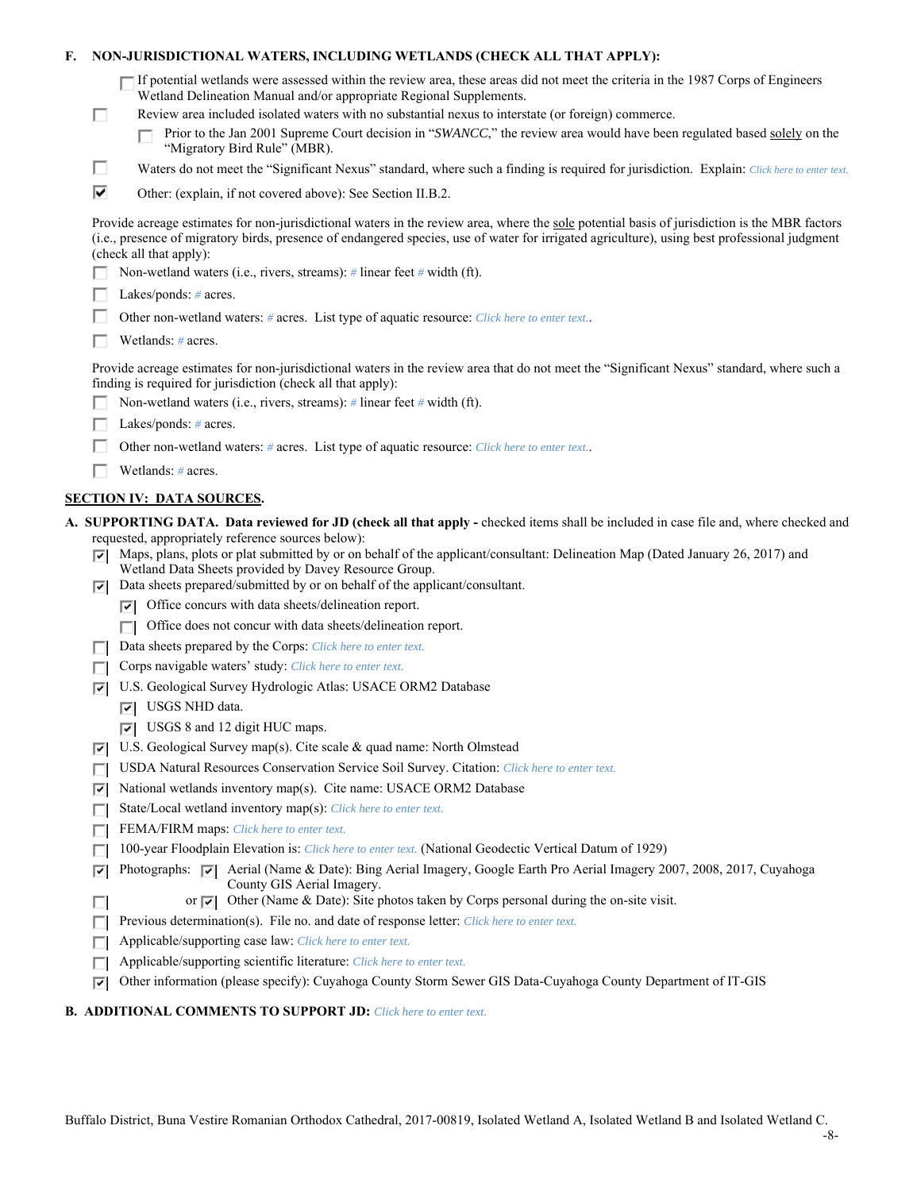**F. NON-JURISDICTIONAL WATERS, INCLUDING WETLANDS (CHECK ALL THAT APPLY):**

- ☐ If potential wetlands were assessed within the review area, these areas did not meet the criteria in the 1987 Corps of Engineers Wetland Delineation Manual and/or appropriate Regional Supplements.
- ☐ Review area included isolated waters with no substantial nexus to interstate (or foreign) commerce.
  - ☐ Prior to the Jan 2001 Supreme Court decision in "*SWANCC*," the review area would have been regulated based solely on the "Migratory Bird Rule" (MBR).
- ☐ Waters do not meet the "Significant Nexus" standard, where such a finding is required for jurisdiction. Explain: *Click here to enter text.*
- ☑ Other: (explain, if not covered above): See Section II.B.2.

Provide acreage estimates for non-jurisdictional waters in the review area, where the sole potential basis of jurisdiction is the MBR factors (i.e., presence of migratory birds, presence of endangered species, use of water for irrigated agriculture), using best professional judgment (check all that apply):

- ☐ Non-wetland waters (i.e., rivers, streams): *#* linear feet *#* width (ft).
- ☐ Lakes/ponds: *#* acres.
- ☐ Other non-wetland waters: *#* acres. List type of aquatic resource: *Click here to enter text.*.
- ☐ Wetlands: *#* acres.

Provide acreage estimates for non-jurisdictional waters in the review area that do not meet the "Significant Nexus" standard, where such a finding is required for jurisdiction (check all that apply):

- ☐ Non-wetland waters (i.e., rivers, streams): *#* linear feet *#* width (ft).
- ☐ Lakes/ponds: *#* acres.
- ☐ Other non-wetland waters: *#* acres. List type of aquatic resource: *Click here to enter text.*.
- ☐ Wetlands: *#* acres.

## SECTION IV: DATA SOURCES.

**A. SUPPORTING DATA. Data reviewed for JD (check all that apply -** checked items shall be included in case file and, where checked and requested, appropriately reference sources below):

- ☑ Maps, plans, plots or plat submitted by or on behalf of the applicant/consultant: Delineation Map (Dated January 26, 2017) and Wetland Data Sheets provided by Davey Resource Group.
- ☑ Data sheets prepared/submitted by or on behalf of the applicant/consultant.
  - ☑ Office concurs with data sheets/delineation report.
  - ☐ Office does not concur with data sheets/delineation report.
- ☐ Data sheets prepared by the Corps: *Click here to enter text.*
- ☐ Corps navigable waters' study: *Click here to enter text.*
- ☑ U.S. Geological Survey Hydrologic Atlas: USACE ORM2 Database
  - ☑ USGS NHD data.
  - ☑ USGS 8 and 12 digit HUC maps.
- ☑ U.S. Geological Survey map(s). Cite scale & quad name: North Olmstead
- ☐ USDA Natural Resources Conservation Service Soil Survey. Citation: *Click here to enter text.*
- ☑ National wetlands inventory map(s). Cite name: USACE ORM2 Database
- ☐ State/Local wetland inventory map(s): *Click here to enter text.*
- ☐ FEMA/FIRM maps: *Click here to enter text.*
- ☐ 100-year Floodplain Elevation is: *Click here to enter text.* (National Geodectic Vertical Datum of 1929)
- ☑ Photographs: ☑ Aerial (Name & Date): Bing Aerial Imagery, Google Earth Pro Aerial Imagery 2007, 2008, 2017, Cuyahoga County GIS Aerial Imagery.
- ☐ or ☑ Other (Name & Date): Site photos taken by Corps personal during the on-site visit.
- ☐ Previous determination(s). File no. and date of response letter: *Click here to enter text.*
- ☐ Applicable/supporting case law: *Click here to enter text.*
- ☐ Applicable/supporting scientific literature: *Click here to enter text.*
- ☑ Other information (please specify): Cuyahoga County Storm Sewer GIS Data-Cuyahoga County Department of IT-GIS

**B. ADDITIONAL COMMENTS TO SUPPORT JD:** *Click here to enter text.*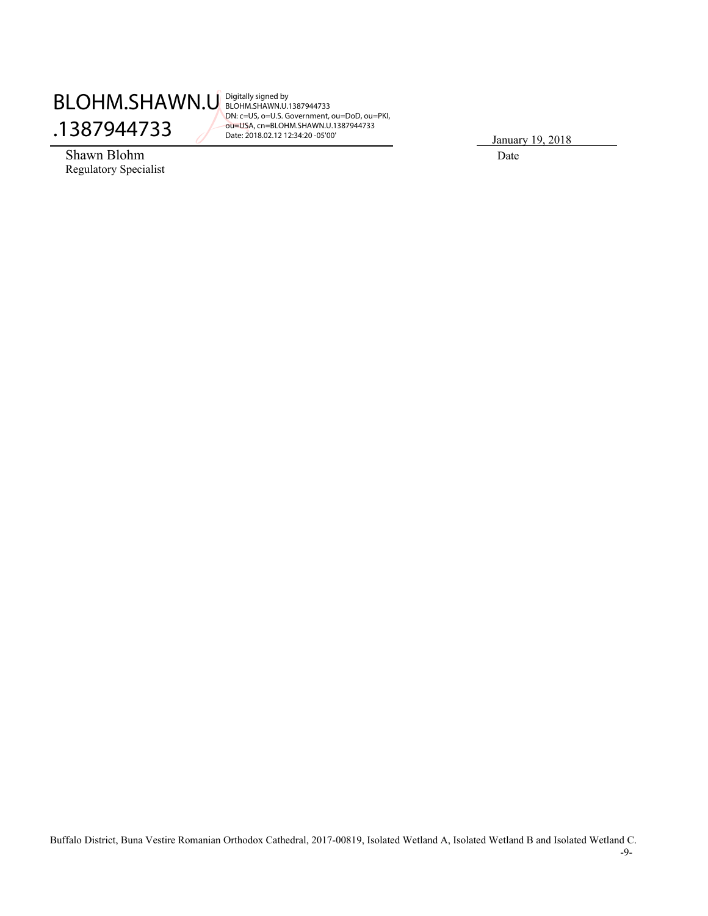BLOHM.SHAWN.U.1387944733

Digitally signed by BLOHM.SHAWN.U.1387944733
DN: c=US, o=U.S. Government, ou=DoD, ou=PKI, ou=USA, cn=BLOHM.SHAWN.U.1387944733
Date: 2018.02.12 12:34:20 -05'00'

Shawn Blohm
Regulatory Specialist

January 19, 2018
Date

Buffalo District, Buna Vestire Romanian Orthodox Cathedral, 2017-00819, Isolated Wetland A, Isolated Wetland B and Isolated Wetland C.